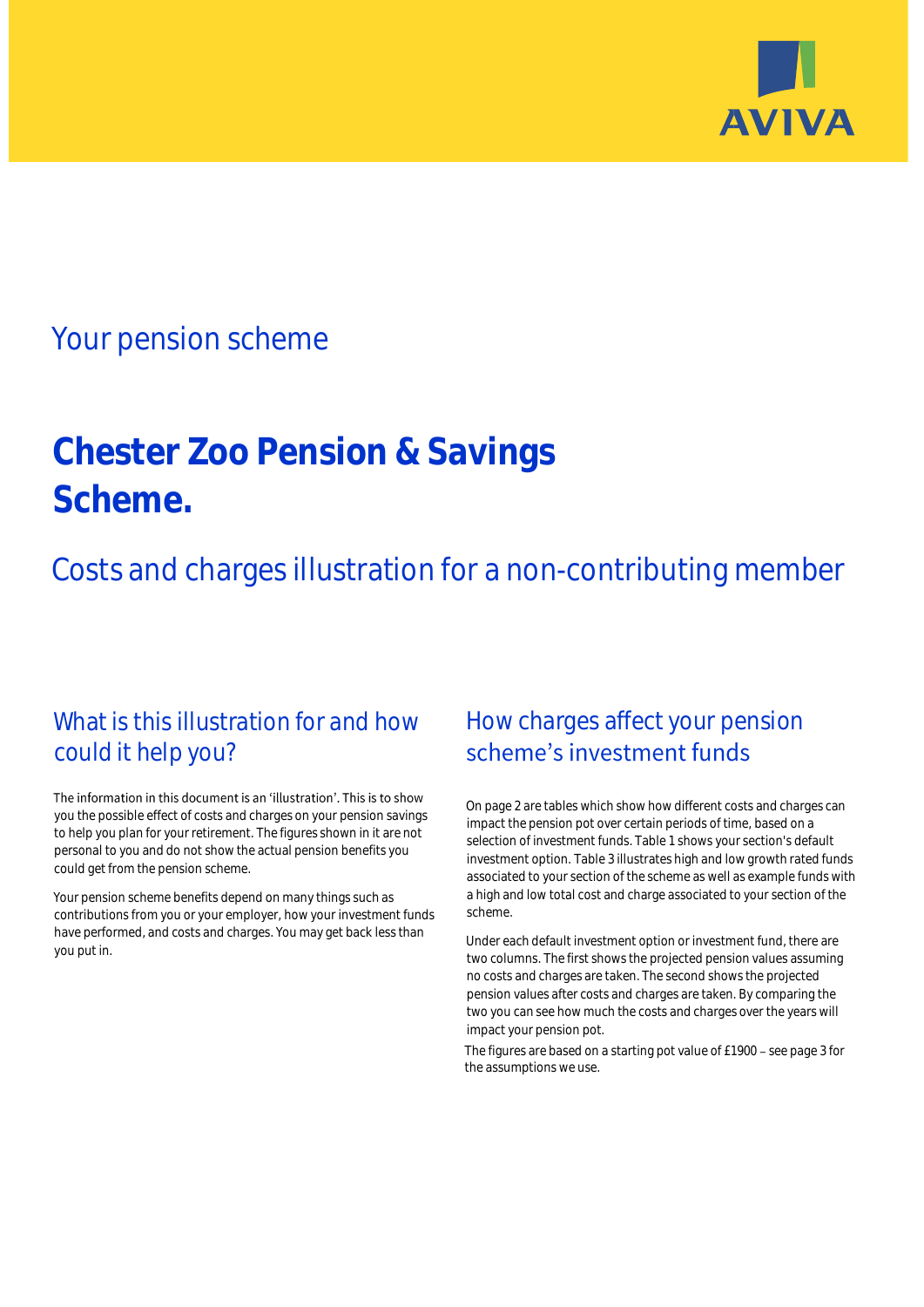AVIVA

## Your pension scheme

# Chester Zoo Pension & Savings Scheme.

## Costs and charges illustration for a non-contributing member

## What is this illustration for and how could it help you?

The information in this document is an 'illustration'. This is to show you the possible effect of costs and charges on your pension savings to help you plan for your retirement. The figures shown in it are not personal to you and do not show the actual pension benefits you could get from the pension scheme.

Your pension scheme benefits depend on many things such as contributions from you or your employer, how your investment funds have performed, and costs and charges. You may get back less than you put in.

## How charges affect your pension scheme's investment funds

On page 2 are tables which show how different costs and charges can impact the pension pot over certain periods of time, based on a selection of investment funds. Table 1 shows your section's default investment option. Table 3 illustrates high and low growth rated funds associated to your section of the scheme as well as example funds with a high and low total cost and charge associated to your section of the scheme.

Under each default investment option or investment fund, there are two columns. The first shows the projected pension values assuming no costs and charges are taken. The second shows the projected pension values after costs and charges are taken. By comparing the two you can see how much the costs and charges over the years will impact your pension pot.

The figures are based on a starting pot value of £1900 – see page 3 for the assumptions we use.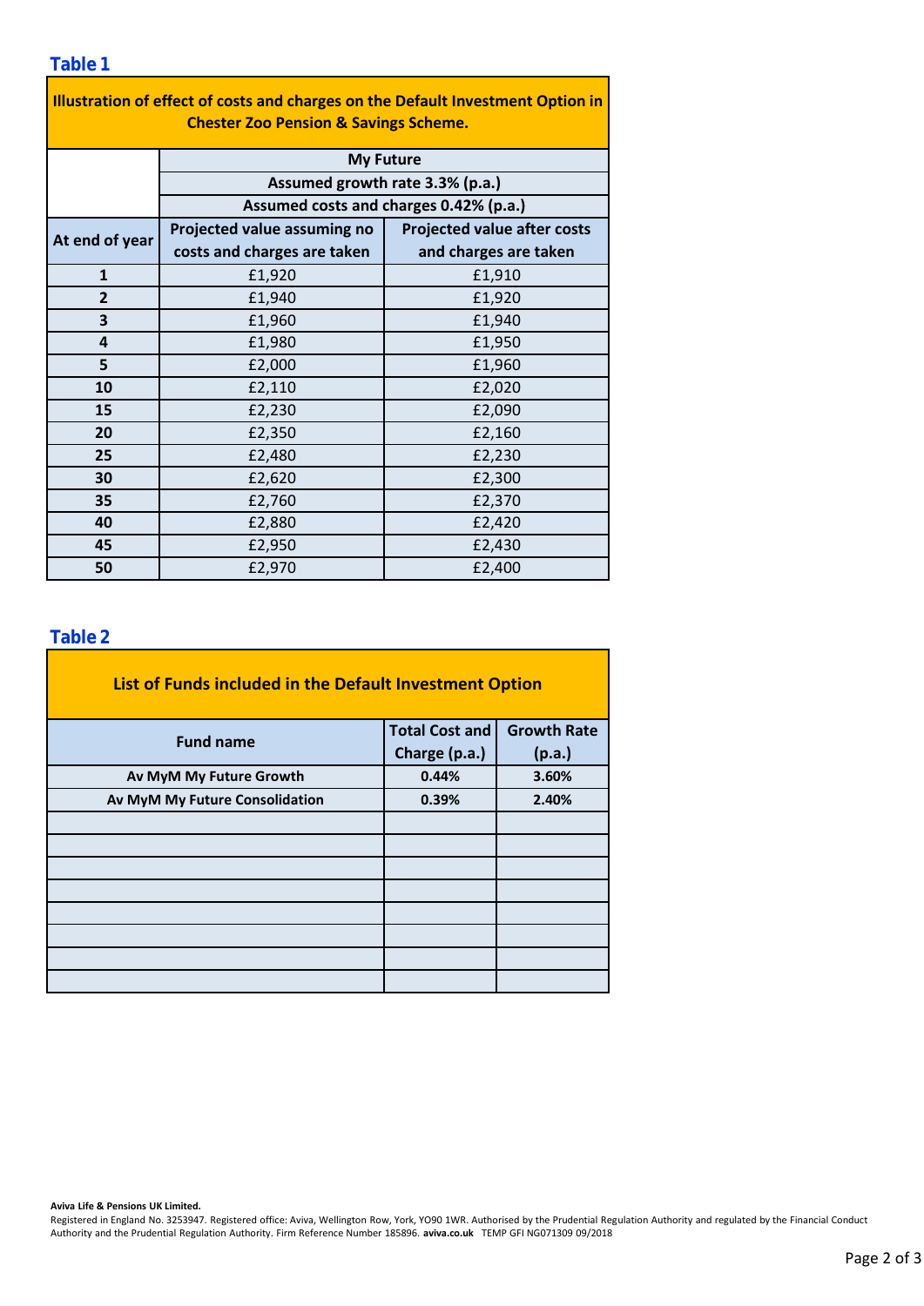## Table 1

| Illustration of effect of costs and charges on the Default Investment Option in Chester Zoo Pension & Savings Scheme. | | |
|---|---|---|
| | My Future | |
| | Assumed growth rate 3.3% (p.a.) | |
| | Assumed costs and charges 0.42% (p.a.) | |
| **At end of year** | **Projected value assuming no costs and charges are taken** | **Projected value after costs and charges are taken** |
| **1** | £1,920 | £1,910 |
| **2** | £1,940 | £1,920 |
| **3** | £1,960 | £1,940 |
| **4** | £1,980 | £1,950 |
| **5** | £2,000 | £1,960 |
| **10** | £2,110 | £2,020 |
| **15** | £2,230 | £2,090 |
| **20** | £2,350 | £2,160 |
| **25** | £2,480 | £2,230 |
| **30** | £2,620 | £2,300 |
| **35** | £2,760 | £2,370 |
| **40** | £2,880 | £2,420 |
| **45** | £2,950 | £2,430 |
| **50** | £2,970 | £2,400 |

## Table 2

**List of Funds included in the Default Investment Option**

| Fund name | Total Cost and Charge (p.a.) | Growth Rate (p.a.) |
|---|---|---|
| **Av MyM My Future Growth** | **0.44%** | **3.60%** |
| **Av MyM My Future Consolidation** | **0.39%** | **2.40%** |
| | | |
| | | |
| | | |
| | | |
| | | |
| | | |
| | | |
| | | |

**Aviva Life & Pensions UK Limited.**
Registered in England No. 3253947. Registered office: Aviva, Wellington Row, York, YO90 1WR. Authorised by the Prudential Regulation Authority and regulated by the Financial Conduct Authority and the Prudential Regulation Authority. Firm Reference Number 185896. **aviva.co.uk** TEMP GFI NG071309 09/2018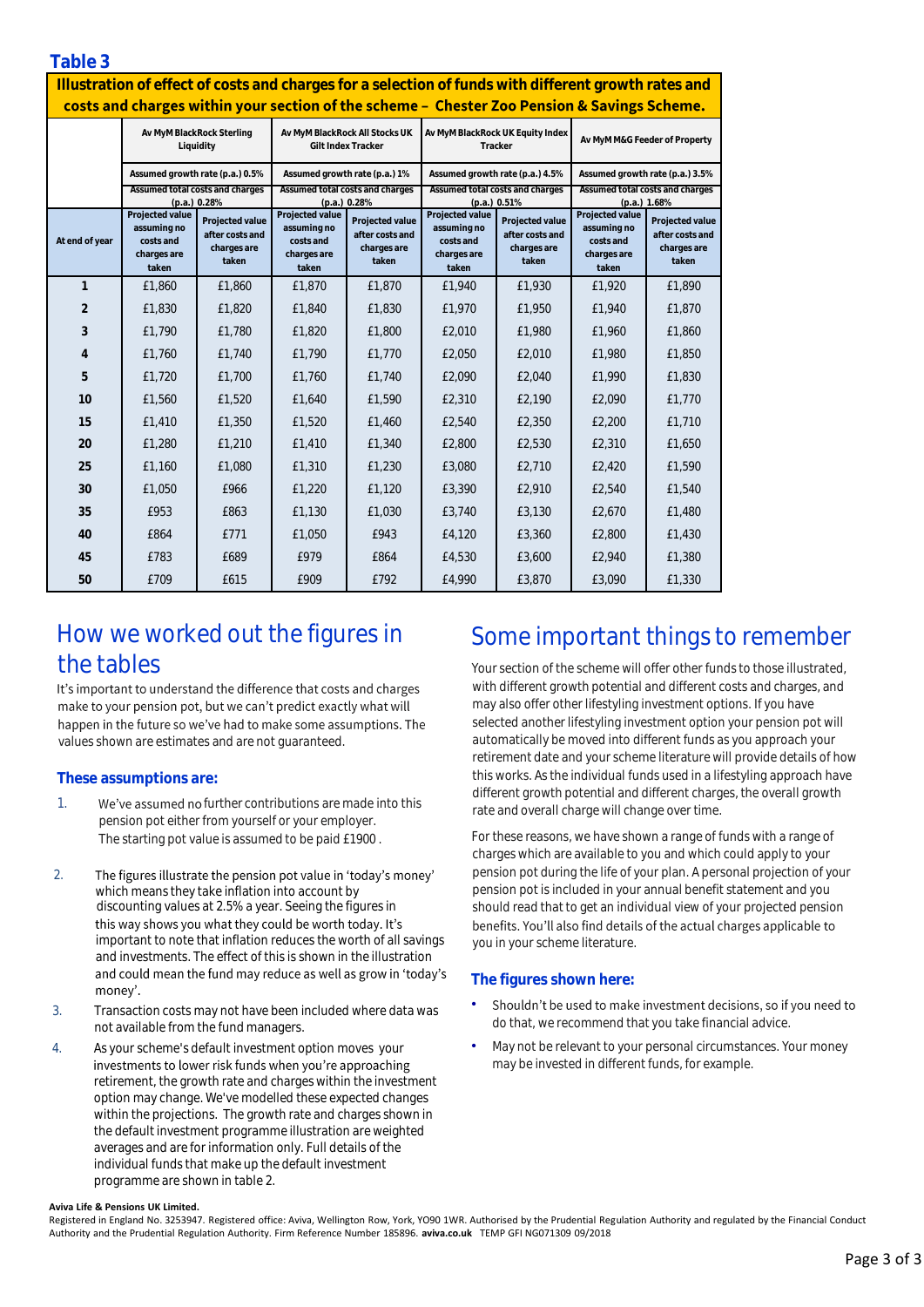## Table 3

| Illustration of effect of costs and charges for a selection of funds with different growth rates and costs and charges within your section of the scheme – Chester Zoo Pension & Savings Scheme. | | | | | | | | |
|---|---|---|---|---|---|---|---|---|
| | Av MyM BlackRock Sterling Liquidity | | Av MyM BlackRock All Stocks UK Gilt Index Tracker | | Av MyM BlackRock UK Equity Index Tracker | | Av MyM M&G Feeder of Property | |
| | Assumed growth rate (p.a.) 0.5% | | Assumed growth rate (p.a.) 1% | | Assumed growth rate (p.a.) 4.5% | | Assumed growth rate (p.a.) 3.5% | |
| | Assumed total costs and charges (p.a.) 0.28% | | Assumed total costs and charges (p.a.) 0.28% | | Assumed total costs and charges (p.a.) 0.51% | | Assumed total costs and charges (p.a.) 1.68% | |
| At end of year | Projected value assuming no costs and charges are taken | Projected value after costs and charges are taken | Projected value assuming no costs and charges are taken | Projected value after costs and charges are taken | Projected value assuming no costs and charges are taken | Projected value after costs and charges are taken | Projected value assuming no costs and charges are taken | Projected value after costs and charges are taken |
| 1 | £1,860 | £1,860 | £1,870 | £1,870 | £1,940 | £1,930 | £1,920 | £1,890 |
| 2 | £1,830 | £1,820 | £1,840 | £1,830 | £1,970 | £1,950 | £1,940 | £1,870 |
| 3 | £1,790 | £1,780 | £1,820 | £1,800 | £2,010 | £1,980 | £1,960 | £1,860 |
| 4 | £1,760 | £1,740 | £1,790 | £1,770 | £2,050 | £2,010 | £1,980 | £1,850 |
| 5 | £1,720 | £1,700 | £1,760 | £1,740 | £2,090 | £2,040 | £1,990 | £1,830 |
| 10 | £1,560 | £1,520 | £1,640 | £1,590 | £2,310 | £2,190 | £2,090 | £1,770 |
| 15 | £1,410 | £1,350 | £1,520 | £1,460 | £2,540 | £2,350 | £2,200 | £1,710 |
| 20 | £1,280 | £1,210 | £1,410 | £1,340 | £2,800 | £2,530 | £2,310 | £1,650 |
| 25 | £1,160 | £1,080 | £1,310 | £1,230 | £3,080 | £2,710 | £2,420 | £1,590 |
| 30 | £1,050 | £966 | £1,220 | £1,120 | £3,390 | £2,910 | £2,540 | £1,540 |
| 35 | £953 | £863 | £1,130 | £1,030 | £3,740 | £3,130 | £2,670 | £1,480 |
| 40 | £864 | £771 | £1,050 | £943 | £4,120 | £3,360 | £2,800 | £1,430 |
| 45 | £783 | £689 | £979 | £864 | £4,530 | £3,600 | £2,940 | £1,380 |
| 50 | £709 | £615 | £909 | £792 | £4,990 | £3,870 | £3,090 | £1,330 |

# How we worked out the figures in the tables

It's important to understand the difference that costs and charges make to your pension pot, but we can't predict exactly what will happen in the future so we've had to make some assumptions. The values shown are estimates and are not guaranteed.

### These assumptions are:

1. We've assumed no further contributions are made into this pension pot either from yourself or your employer. The starting pot value is assumed to be paid £1900 .
2. The figures illustrate the pension pot value in 'today's money' which means they take inflation into account by discounting values at 2.5% a year. Seeing the figures in this way shows you what they could be worth today. It's important to note that inflation reduces the worth of all savings and investments. The effect of this is shown in the illustration and could mean the fund may reduce as well as grow in 'today's money'.
3. Transaction costs may not have been included where data was not available from the fund managers.
4. As your scheme's default investment option moves your investments to lower risk funds when you're approaching retirement, the growth rate and charges within the investment option may change. We've modelled these expected changes within the projections. The growth rate and charges shown in the default investment programme illustration are weighted averages and are for information only. Full details of the individual funds that make up the default investment programme are shown in table 2.

# Some important things to remember

Your section of the scheme will offer other funds to those illustrated, with different growth potential and different costs and charges, and may also offer other lifestyling investment options. If you have selected another lifestyling investment option your pension pot will automatically be moved into different funds as you approach your retirement date and your scheme literature will provide details of how this works. As the individual funds used in a lifestyling approach have different growth potential and different charges, the overall growth rate and overall charge will change over time.

For these reasons, we have shown a range of funds with a range of charges which are available to you and which could apply to your pension pot during the life of your plan. A personal projection of your pension pot is included in your annual benefit statement and you should read that to get an individual view of your projected pension benefits. You'll also find details of the actual charges applicable to you in your scheme literature.

### The figures shown here:

- Shouldn't be used to make investment decisions, so if you need to do that, we recommend that you take financial advice.
- May not be relevant to your personal circumstances. Your money may be invested in different funds, for example.

**Aviva Life & Pensions UK Limited.**
Registered in England No. 3253947. Registered office: Aviva, Wellington Row, York, YO90 1WR. Authorised by the Prudential Regulation Authority and regulated by the Financial Conduct Authority and the Prudential Regulation Authority. Firm Reference Number 185896. **aviva.co.uk** TEMP GFI NG071309 09/2018